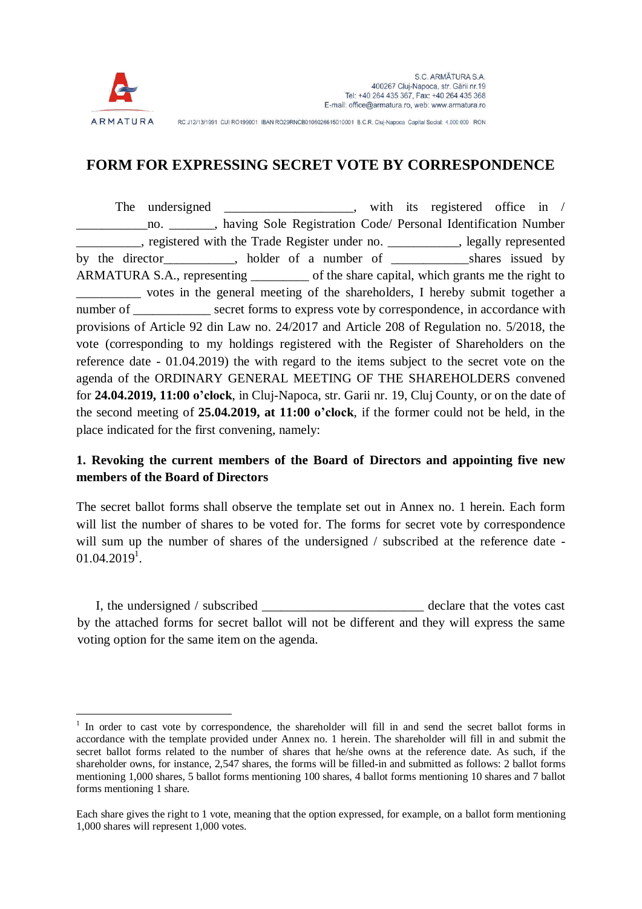S.C. ARMĂTURA S.A.
400267 Cluj-Napoca, str. Gării nr.19
Tel: +40 264 435 367, Fax: +40 264 435 368
E-mail: office@armatura.ro, web: www.armatura.ro

ARMATURA

RC J12/13/1991 CUI RO199001 IBAN RO29RNCB0106026615010001 B.C.R. Cluj-Napoca Capital Social: 4.000.000 RON

# FORM FOR EXPRESSING SECRET VOTE BY CORRESPONDENCE

The undersigned ____________________, with its registered office in / ___________no. _______, having Sole Registration Code/ Personal Identification Number __________, registered with the Trade Register under no. ___________, legally represented by the director___________, holder of a number of ____________shares issued by ARMATURA S.A., representing _________ of the share capital, which grants me the right to __________ votes in the general meeting of the shareholders, I hereby submit together a number of ____________ secret forms to express vote by correspondence, in accordance with provisions of Article 92 din Law no. 24/2017 and Article 208 of Regulation no. 5/2018, the vote (corresponding to my holdings registered with the Register of Shareholders on the reference date - 01.04.2019) the with regard to the items subject to the secret vote on the agenda of the ORDINARY GENERAL MEETING OF THE SHAREHOLDERS convened for **24.04.2019, 11:00 o'clock**, in Cluj-Napoca, str. Garii nr. 19, Cluj County, or on the date of the second meeting of **25.04.2019, at 11:00 o'clock**, if the former could not be held, in the place indicated for the first convening, namely:

**1. Revoking the current members of the Board of Directors and appointing five new members of the Board of Directors**

The secret ballot forms shall observe the template set out in Annex no. 1 herein. Each form will list the number of shares to be voted for. The forms for secret vote by correspondence will sum up the number of shares of the undersigned / subscribed at the reference date - 01.04.2019[1].

I, the undersigned / subscribed ________________________ declare that the votes cast by the attached forms for secret ballot will not be different and they will express the same voting option for the same item on the agenda.

---

[1] In order to cast vote by correspondence, the shareholder will fill in and send the secret ballot forms in accordance with the template provided under Annex no. 1 herein. The shareholder will fill in and submit the secret ballot forms related to the number of shares that he/she owns at the reference date. As such, if the shareholder owns, for instance, 2,547 shares, the forms will be filled-in and submitted as follows: 2 ballot forms mentioning 1,000 shares, 5 ballot forms mentioning 100 shares, 4 ballot forms mentioning 10 shares and 7 ballot forms mentioning 1 share.

Each share gives the right to 1 vote, meaning that the option expressed, for example, on a ballot form mentioning 1,000 shares will represent 1,000 votes.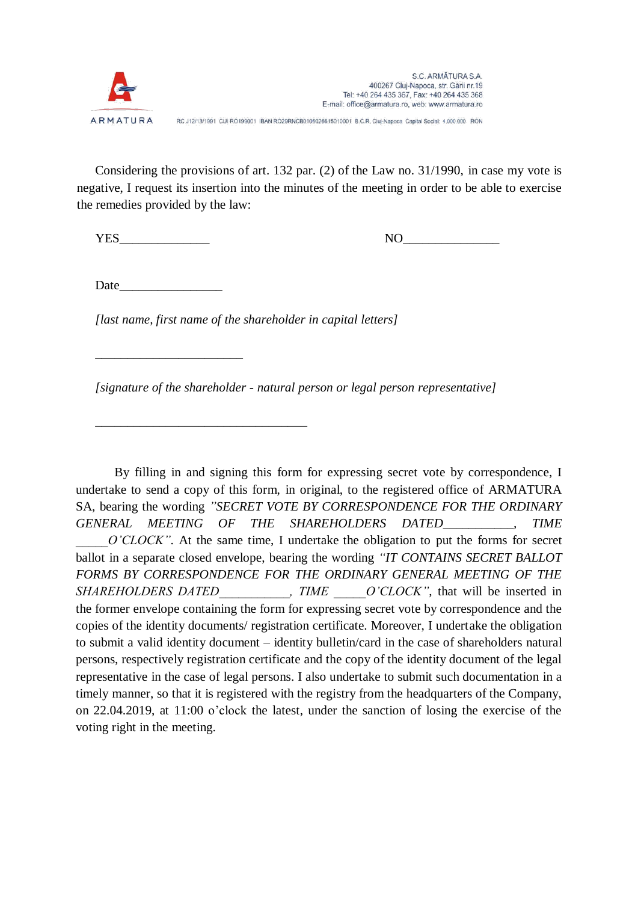Considering the provisions of art. 132 par. (2) of the Law no. 31/1990, in case my vote is negative, I request its insertion into the minutes of the meeting in order to be able to exercise the remedies provided by the law:

YES______________ NO_______________

Date________________

*[last name, first name of the shareholder in capital letters]*

_______________________

*[signature of the shareholder - natural person or legal person representative]*

_________________________________

By filling in and signing this form for expressing secret vote by correspondence, I undertake to send a copy of this form, in original, to the registered office of ARMATURA SA, bearing the wording *"SECRET VOTE BY CORRESPONDENCE FOR THE ORDINARY GENERAL MEETING OF THE SHAREHOLDERS DATED___________, TIME _____O'CLOCK"*. At the same time, I undertake the obligation to put the forms for secret ballot in a separate closed envelope, bearing the wording *"IT CONTAINS SECRET BALLOT FORMS BY CORRESPONDENCE FOR THE ORDINARY GENERAL MEETING OF THE SHAREHOLDERS DATED___________, TIME _____O'CLOCK"*, that will be inserted in the former envelope containing the form for expressing secret vote by correspondence and the copies of the identity documents/ registration certificate. Moreover, I undertake the obligation to submit a valid identity document – identity bulletin/card in the case of shareholders natural persons, respectively registration certificate and the copy of the identity document of the legal representative in the case of legal persons. I also undertake to submit such documentation in a timely manner, so that it is registered with the registry from the headquarters of the Company, on 22.04.2019, at 11:00 o'clock the latest, under the sanction of losing the exercise of the voting right in the meeting.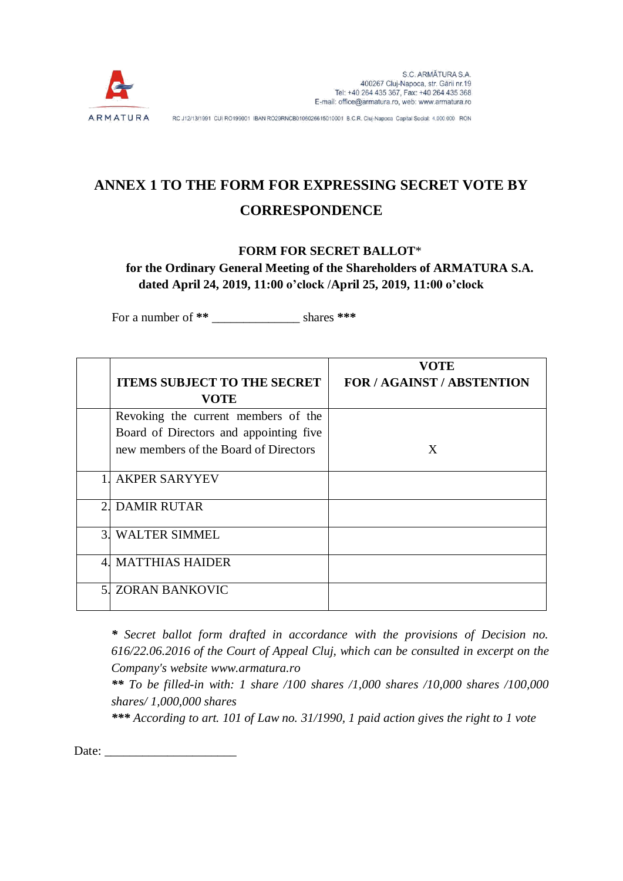S.C. ARMĂTURA S.A.
400267 Cluj-Napoca, str. Gării nr.19
Tel: +40 264 435 367, Fax: +40 264 435 368
E-mail: office@armatura.ro, web: www.armatura.ro

ARMATURA

RC J12/13/1991 CUI RO199001 IBAN RO29RNCB0106026615010001 B.C.R. Cluj-Napoca Capital Social: 4.000.000 RON

# ANNEX 1 TO THE FORM FOR EXPRESSING SECRET VOTE BY CORRESPONDENCE

**FORM FOR SECRET BALLOT***
**for the Ordinary General Meeting of the Shareholders of ARMATURA S.A.**
**dated April 24, 2019, 11:00 o'clock /April 25, 2019, 11:00 o'clock**

For a number of **** ______________ shares *****

| | ITEMS SUBJECT TO THE SECRET VOTE | VOTE FOR / AGAINST / ABSTENTION |
|---|---|---|
| | Revoking the current members of the Board of Directors and appointing five new members of the Board of Directors | X |
| 1. | AKPER SARYYEV | |
| 2. | DAMIR RUTAR | |
| 3. | WALTER SIMMEL | |
| 4. | MATTHIAS HAIDER | |
| 5. | ZORAN BANKOVIC | |

***** *Secret ballot form drafted in accordance with the provisions of Decision no. 616/22.06.2016 of the Court of Appeal Cluj, which can be consulted in excerpt on the Company's website www.armatura.ro*

***\*\**** *To be filled-in with: 1 share /100 shares /1,000 shares /10,000 shares /100,000 shares/ 1,000,000 shares*

***\*\*\**** *According to art. 101 of Law no. 31/1990, 1 paid action gives the right to 1 vote*

Date: ______________________